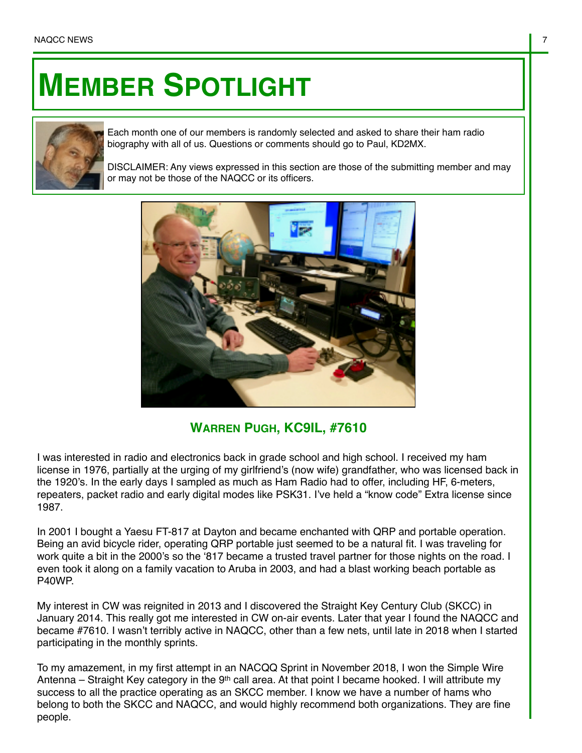# Member Spotlight

Each month one of our members is randomly selected and asked to share their ham radio biography with all of us. Questions or comments should go to Paul, KD2MX.

DISCLAIMER: Any views expressed in this section are those of the submitting member and may or may not be those of the NAQCC or its officers.

## Warren Pugh, KC9IL, #7610

I was interested in radio and electronics back in grade school and high school. I received my ham license in 1976, partially at the urging of my girlfriend's (now wife) grandfather, who was licensed back in the 1920's. In the early days I sampled as much as Ham Radio had to offer, including HF, 6-meters, repeaters, packet radio and early digital modes like PSK31. I've held a "know code" Extra license since 1987.

In 2001 I bought a Yaesu FT-817 at Dayton and became enchanted with QRP and portable operation. Being an avid bicycle rider, operating QRP portable just seemed to be a natural fit. I was traveling for work quite a bit in the 2000's so the '817 became a trusted travel partner for those nights on the road. I even took it along on a family vacation to Aruba in 2003, and had a blast working beach portable as P40WP.

My interest in CW was reignited in 2013 and I discovered the Straight Key Century Club (SKCC) in January 2014. This really got me interested in CW on-air events. Later that year I found the NAQCC and became #7610. I wasn't terribly active in NAQCC, other than a few nets, until late in 2018 when I started participating in the monthly sprints.

To my amazement, in my first attempt in an NACQQ Sprint in November 2018, I won the Simple Wire Antenna – Straight Key category in the 9th call area. At that point I became hooked. I will attribute my success to all the practice operating as an SKCC member. I know we have a number of hams who belong to both the SKCC and NAQCC, and would highly recommend both organizations. They are fine people.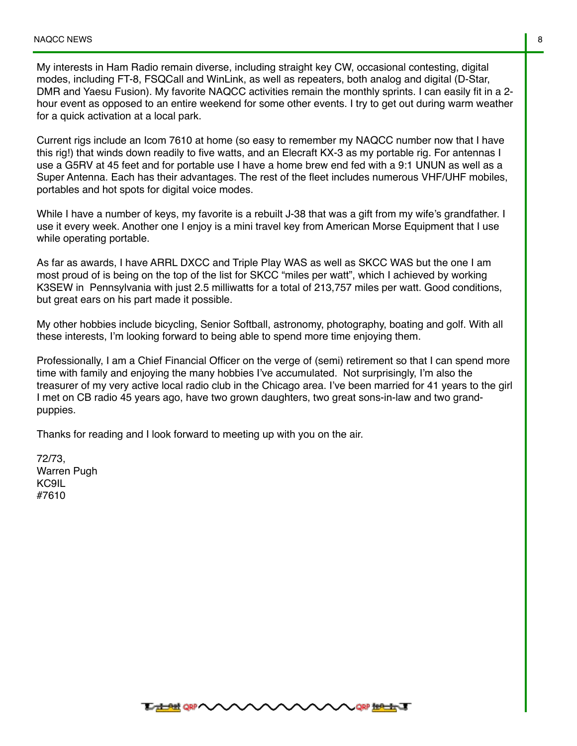My interests in Ham Radio remain diverse, including straight key CW, occasional contesting, digital modes, including FT-8, FSQCall and WinLink, as well as repeaters, both analog and digital (D-Star, DMR and Yaesu Fusion). My favorite NAQCC activities remain the monthly sprints. I can easily fit in a 2-hour event as opposed to an entire weekend for some other events. I try to get out during warm weather for a quick activation at a local park.

Current rigs include an Icom 7610 at home (so easy to remember my NAQCC number now that I have this rig!) that winds down readily to five watts, and an Elecraft KX-3 as my portable rig. For antennas I use a G5RV at 45 feet and for portable use I have a home brew end fed with a 9:1 UNUN as well as a Super Antenna. Each has their advantages. The rest of the fleet includes numerous VHF/UHF mobiles, portables and hot spots for digital voice modes.

While I have a number of keys, my favorite is a rebuilt J-38 that was a gift from my wife's grandfather. I use it every week. Another one I enjoy is a mini travel key from American Morse Equipment that I use while operating portable.

As far as awards, I have ARRL DXCC and Triple Play WAS as well as SKCC WAS but the one I am most proud of is being on the top of the list for SKCC "miles per watt", which I achieved by working K3SEW in Pennsylvania with just 2.5 milliwatts for a total of 213,757 miles per watt. Good conditions, but great ears on his part made it possible.

My other hobbies include bicycling, Senior Softball, astronomy, photography, boating and golf. With all these interests, I'm looking forward to being able to spend more time enjoying them.

Professionally, I am a Chief Financial Officer on the verge of (semi) retirement so that I can spend more time with family and enjoying the many hobbies I've accumulated. Not surprisingly, I'm also the treasurer of my very active local radio club in the Chicago area. I've been married for 41 years to the girl I met on CB radio 45 years ago, have two grown daughters, two great sons-in-law and two grand-puppies.

Thanks for reading and I look forward to meeting up with you on the air.

72/73,
Warren Pugh
KC9IL
#7610